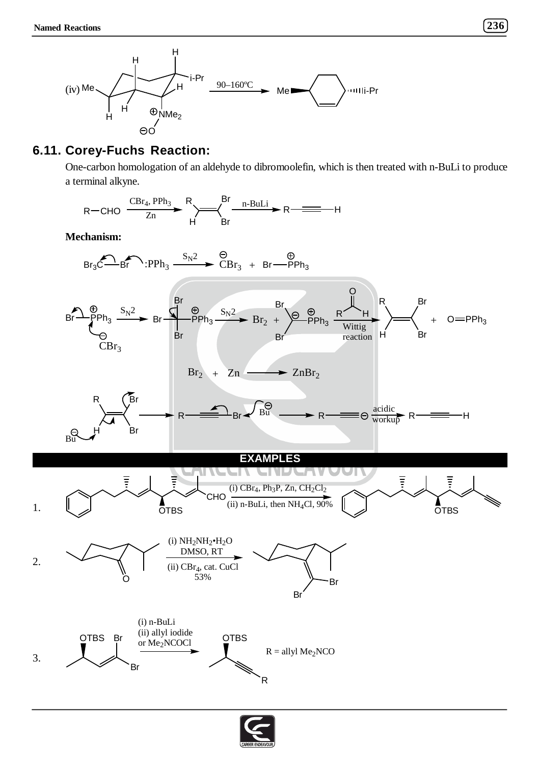(iv) Me ... $\overset{\oplus}{N}Me_2$, $\overset{\ominus}{O}$ —— 90–160ºC ——> Me ... i-Pr

## 6.11. Corey-Fuchs Reaction:

One-carbon homologation of an aldehyde to dibromoolefin, which is then treated with n-BuLi to produce a terminal alkyne.

$$R-CHO \xrightarrow[Zn]{CBr_4,\ PPh_3} RCH=CBr_2 \xrightarrow{n\text{-BuLi}} R-C\equiv C-H$$

**Mechanism:**

$$Br_3C-Br + :PPh_3 \xrightarrow{S_N2} \overset{\ominus}{C}Br_3 + Br-\overset{\oplus}{P}Ph_3$$

$$Br-\overset{\oplus}{P}Ph_3 + \overset{\ominus}{C}Br_3 \xrightarrow{S_N2} Br_3C-\overset{\oplus}{P}Ph_3 \xrightarrow{S_N2} Br_2 + Br_2\overset{\ominus}{C}-\overset{\oplus}{P}Ph_3 \xrightarrow[\text{reaction}]{\text{Wittig}} RCH=CBr_2 + O=PPh_3$$

(Wittig reaction with RCHO)

$$Br_2 + Zn \longrightarrow ZnBr_2$$

$$RCH=CBr_2 \xrightarrow{Bu^{\ominus}} R-C\equiv C-Br \xrightarrow{Bu^{\ominus}} R-C\equiv C^{\ominus} \xrightarrow[\text{workup}]{\text{acidic}} R-C\equiv C-H$$

### EXAMPLES

1. (aldehyde with OTBS, CHO) —— (i) $CBr_4$, $Ph_3P$, Zn, $CH_2Cl_2$; (ii) n-BuLi, then $NH_4Cl$, 90% ——> (terminal alkyne with OTBS)

2. (ketone) —— (i) $NH_2NH_2{\bullet}H_2O$, DMSO, RT; (ii) $CBr_4$, cat. CuCl, 53% ——> (dibromoolefin, Br, Br)

3. (OTBS, Br, Br dibromoolefin) —— (i) n-BuLi; (ii) allyl iodide or $Me_2NCOCl$ ——> (OTBS alkyne–R)

R = allyl $Me_2NCO$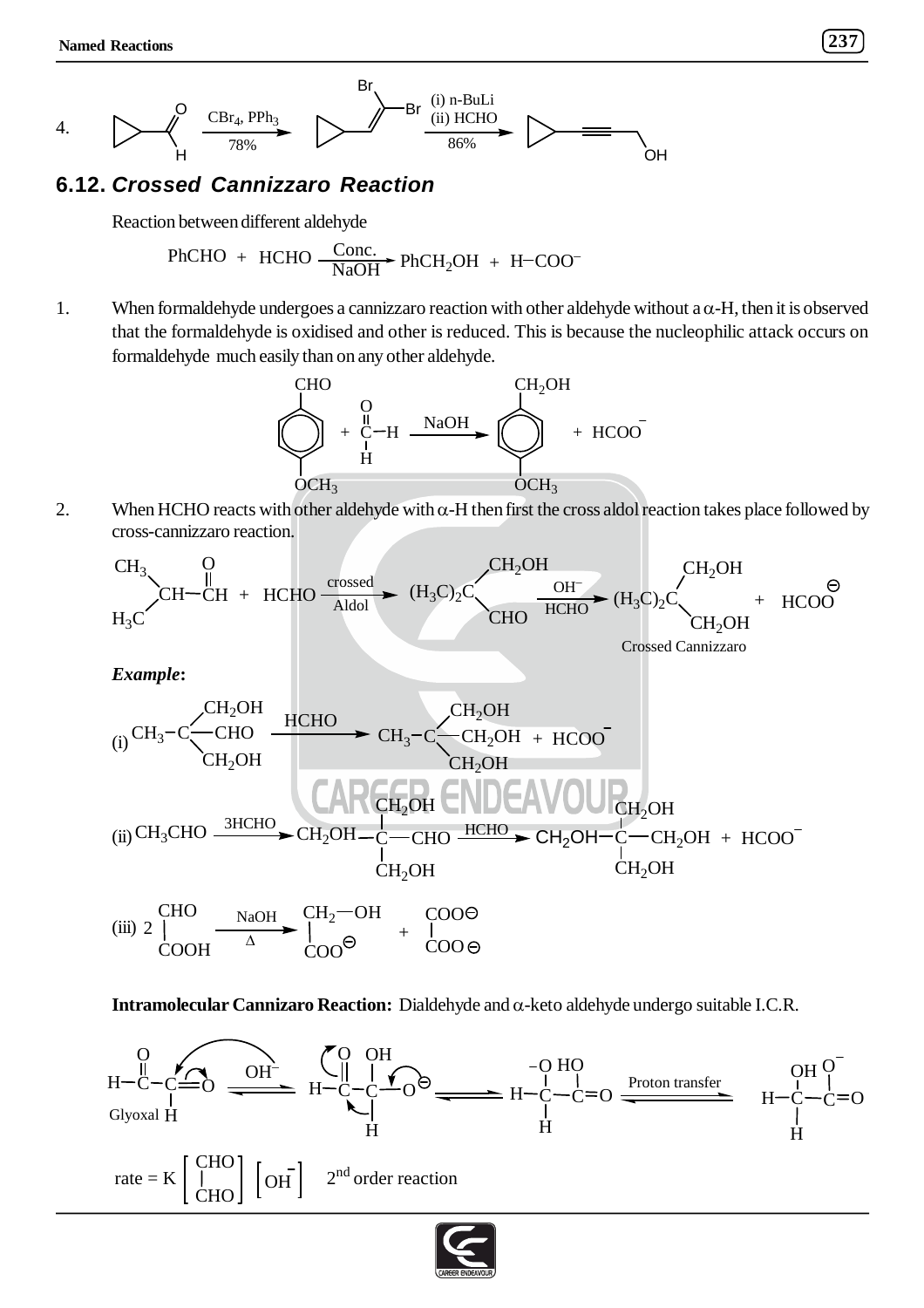4. Cyclopropyl–CHO $\xrightarrow[78\%]{CBr_4,\ PPh_3}$ Cyclopropyl–CH=CBr$_2$ $\xrightarrow[86\%]{(i)\ n\text{-BuLi}\ (ii)\ HCHO}$ Cyclopropyl–C≡C–CH$_2$OH

## 6.12. *Crossed Cannizzaro Reaction*

Reaction between different aldehyde

$$PhCHO + HCHO \xrightarrow[NaOH]{Conc.} PhCH_2OH + H{-}COO^-$$

1. When formaldehyde undergoes a cannizzaro reaction with other aldehyde without a α-H, then it is observed that the formaldehyde is oxidised and other is reduced. This is because the nucleophilic attack occurs on formaldehyde much easily than on any other aldehyde.

$$p\text{-}CH_3O\text{-}C_6H_4\text{-}CHO + H{-}\overset{O}{\overset{\|}{C}}{-}H \xrightarrow{NaOH} p\text{-}CH_3O\text{-}C_6H_4\text{-}CH_2OH + HCOO^-$$

2. When HCHO reacts with other aldehyde with α-H then first the cross aldol reaction takes place followed by cross-cannizzaro reaction.

$$(CH_3)_2CH{-}CHO + HCHO \xrightarrow[Aldol]{crossed} (H_3C)_2C(CH_2OH)(CHO) \xrightarrow[HCHO]{OH^-} (H_3C)_2C(CH_2OH)_2 + HCOO^{\ominus}$$

Crossed Cannizzaro

***Example*:**

(i) $CH_3{-}C(CH_2OH)_2{-}CHO \xrightarrow{HCHO} CH_3{-}C(CH_2OH)_3 + HCOO^-$

(ii) $CH_3CHO \xrightarrow{3HCHO} CH_2OH{-}C(CH_2OH)_2{-}CHO \xrightarrow{HCHO} CH_2OH{-}C(CH_2OH)_2{-}CH_2OH + HCOO^-$

(iii) $2\ \begin{matrix}CHO\\|\\COOH\end{matrix} \xrightarrow[\Delta]{NaOH} \begin{matrix}CH_2{-}OH\\|\\COO^{\ominus}\end{matrix} + \begin{matrix}COO^{\ominus}\\|\\COO^{\ominus}\end{matrix}$

**Intramolecular Cannizaro Reaction:** Dialdehyde and α-keto aldehyde undergo suitable I.C.R.

$$\underset{\text{Glyoxal}}{H{-}\overset{O}{\overset{\|}{C}}{-}\underset{H}{C}{=}O} \underset{}{\overset{OH^-}{\rightleftharpoons}} H{-}\overset{O}{\overset{\|}{C}}{-}\underset{H}{\overset{OH}{C}}{-}O^{\ominus} \rightleftharpoons H{-}\underset{H}{\overset{-O}{C}}{-}\overset{HO}{C}{=}O \xrightleftharpoons{\text{Proton transfer}} H{-}\underset{H}{\overset{OH}{C}}{-}\overset{O^-}{C}{=}O$$

$$\text{rate} = K\begin{bmatrix}CHO\\|\\CHO\end{bmatrix}\left[OH^-\right] \quad 2^{nd}\ \text{order reaction}$$